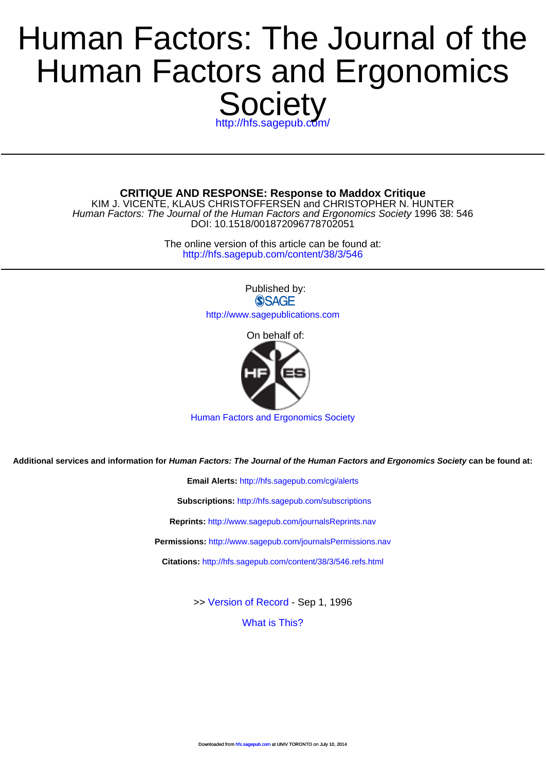# Human Factors: The Journal of the Human Factors and Ergonomics Society

http://hfs.sagepub.com/

**CRITIQUE AND RESPONSE: Response to Maddox Critique**

KIM J. VICENTE, KLAUS CHRISTOFFERSEN and CHRISTOPHER N. HUNTER

*Human Factors: The Journal of the Human Factors and Ergonomics Society* 1996 38: 546

DOI: 10.1518/001872096778702051

The online version of this article can be found at:
http://hfs.sagepub.com/content/38/3/546

Published by:

SAGE

http://www.sagepublications.com

On behalf of:

Human Factors and Ergonomics Society

**Additional services and information for *Human Factors: The Journal of the Human Factors and Ergonomics Society* can be found at:**

**Email Alerts:** http://hfs.sagepub.com/cgi/alerts

**Subscriptions:** http://hfs.sagepub.com/subscriptions

**Reprints:** http://www.sagepub.com/journalsReprints.nav

**Permissions:** http://www.sagepub.com/journalsPermissions.nav

**Citations:** http://hfs.sagepub.com/content/38/3/546.refs.html

>> Version of Record - Sep 1, 1996

What is This?

Downloaded from hfs.sagepub.com at UNIV TORONTO on July 10, 2014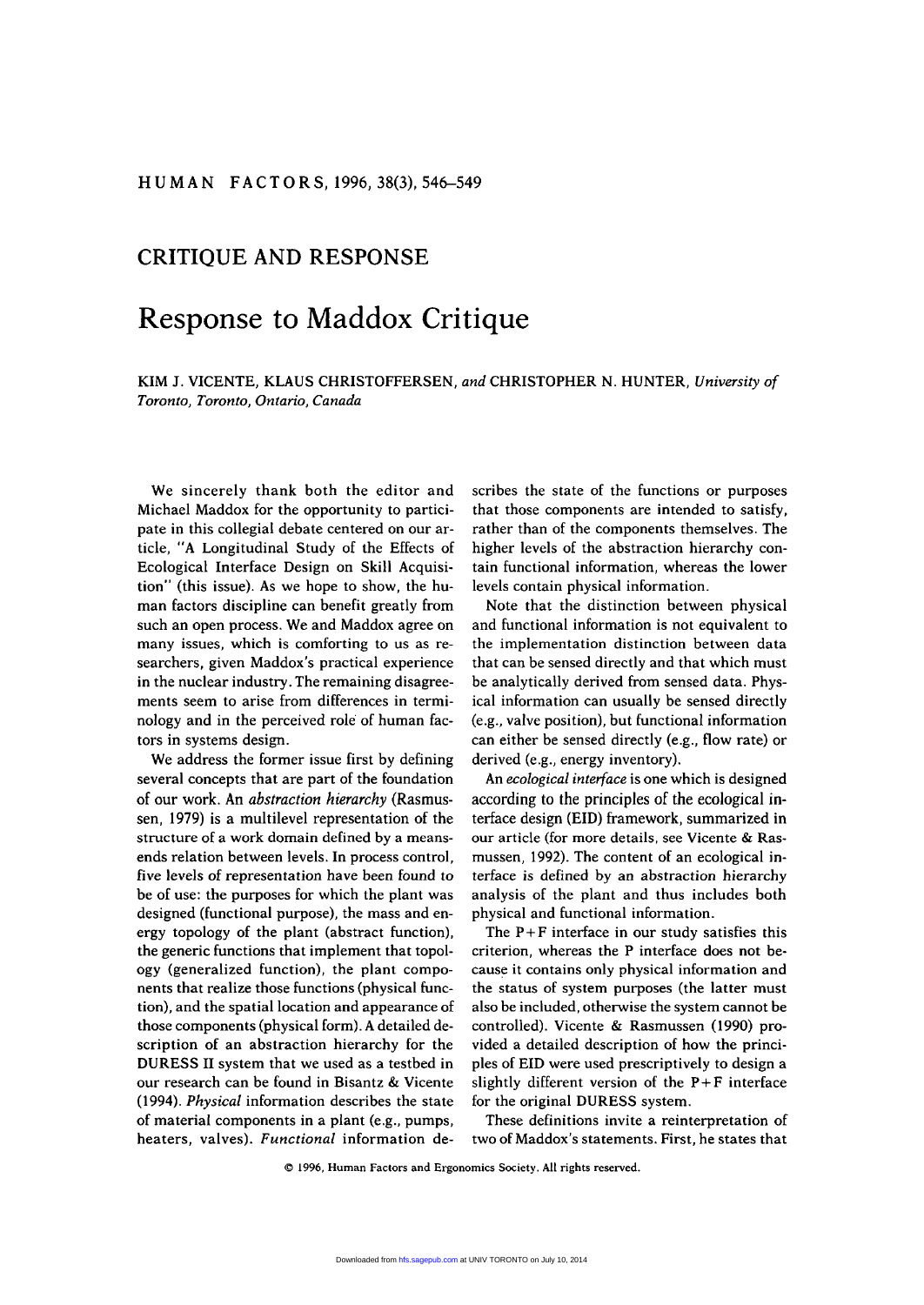## CRITIQUE AND RESPONSE

# Response to Maddox Critique

KIM J. VICENTE, KLAUS CHRISTOFFERSEN, *and* CHRISTOPHER N. HUNTER, *University of Toronto, Toronto, Ontario, Canada*

We sincerely thank both the editor and Michael Maddox for the opportunity to participate in this collegial debate centered on our article, "A Longitudinal Study of the Effects of Ecological Interface Design on Skill Acquisition" (this issue). As we hope to show, the human factors discipline can benefit greatly from such an open process. We and Maddox agree on many issues, which is comforting to us as researchers, given Maddox's practical experience in the nuclear industry. The remaining disagreements seem to arise from differences in terminology and in the perceived role of human factors in systems design.

We address the former issue first by defining several concepts that are part of the foundation of our work. An *abstraction hierarchy* (Rasmussen, 1979) is a multilevel representation of the structure of a work domain defined by a means-ends relation between levels. In process control, five levels of representation have been found to be of use: the purposes for which the plant was designed (functional purpose), the mass and energy topology of the plant (abstract function), the generic functions that implement that topology (generalized function), the plant components that realize those functions (physical function), and the spatial location and appearance of those components (physical form). A detailed description of an abstraction hierarchy for the DURESS II system that we used as a testbed in our research can be found in Bisantz & Vicente (1994). *Physical* information describes the state of material components in a plant (e.g., pumps, heaters, valves). *Functional* information describes the state of the functions or purposes that those components are intended to satisfy, rather than of the components themselves. The higher levels of the abstraction hierarchy contain functional information, whereas the lower levels contain physical information.

Note that the distinction between physical and functional information is not equivalent to the implementation distinction between data that can be sensed directly and that which must be analytically derived from sensed data. Physical information can usually be sensed directly (e.g., valve position), but functional information can either be sensed directly (e.g., flow rate) or derived (e.g., energy inventory).

An *ecological interface* is one which is designed according to the principles of the ecological interface design (EID) framework, summarized in our article (for more details, see Vicente & Rasmussen, 1992). The content of an ecological interface is defined by an abstraction hierarchy analysis of the plant and thus includes both physical and functional information.

The P+F interface in our study satisfies this criterion, whereas the P interface does not because it contains only physical information and the status of system purposes (the latter must also be included, otherwise the system cannot be controlled). Vicente & Rasmussen (1990) provided a detailed description of how the principles of EID were used prescriptively to design a slightly different version of the P+F interface for the original DURESS system.

These definitions invite a reinterpretation of two of Maddox's statements. First, he states that

© 1996, Human Factors and Ergonomics Society. All rights reserved.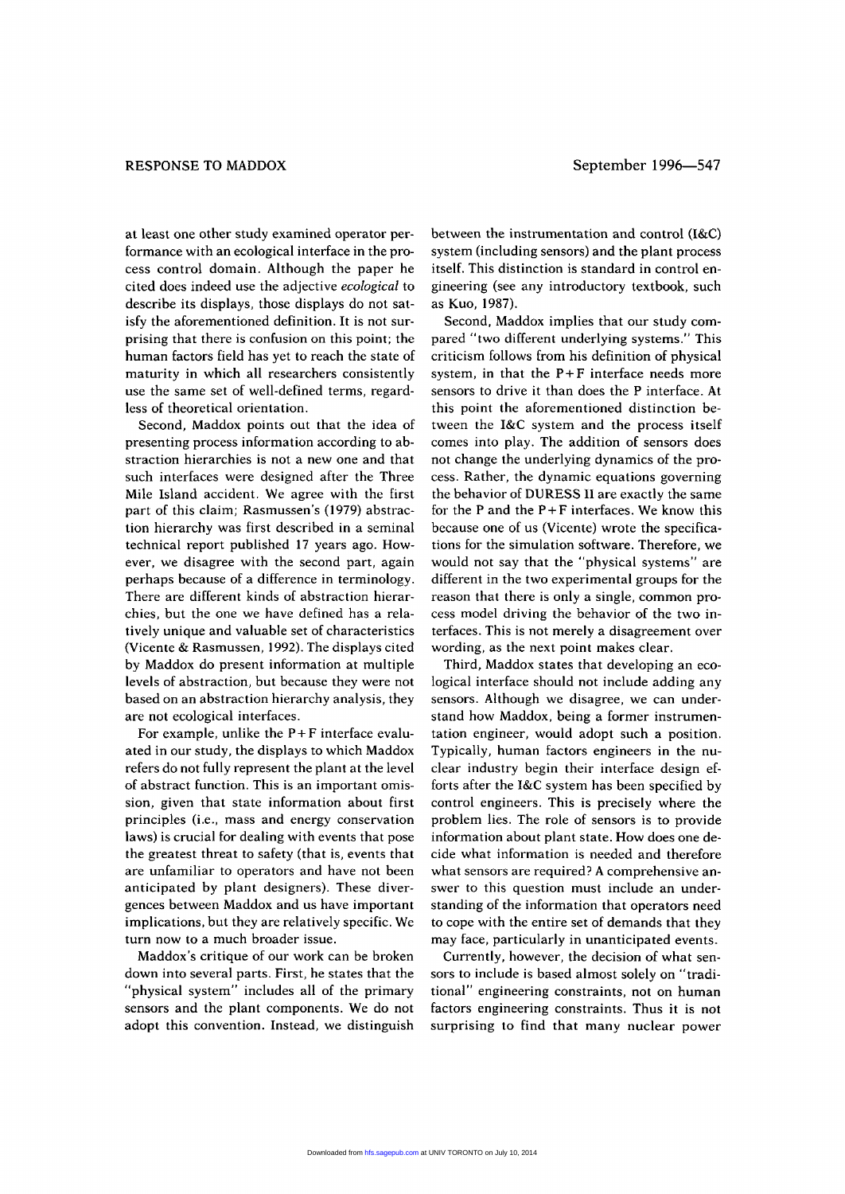at least one other study examined operator performance with an ecological interface in the process control domain. Although the paper he cited does indeed use the adjective *ecological* to describe its displays, those displays do not satisfy the aforementioned definition. It is not surprising that there is confusion on this point; the human factors field has yet to reach the state of maturity in which all researchers consistently use the same set of well-defined terms, regardless of theoretical orientation.

Second, Maddox points out that the idea of presenting process information according to abstraction hierarchies is not a new one and that such interfaces were designed after the Three Mile Island accident. We agree with the first part of this claim; Rasmussen's (1979) abstraction hierarchy was first described in a seminal technical report published 17 years ago. However, we disagree with the second part, again perhaps because of a difference in terminology. There are different kinds of abstraction hierarchies, but the one we have defined has a relatively unique and valuable set of characteristics (Vicente & Rasmussen, 1992). The displays cited by Maddox do present information at multiple levels of abstraction, but because they were not based on an abstraction hierarchy analysis, they are not ecological interfaces.

For example, unlike the P+F interface evaluated in our study, the displays to which Maddox refers do not fully represent the plant at the level of abstract function. This is an important omission, given that state information about first principles (i.e., mass and energy conservation laws) is crucial for dealing with events that pose the greatest threat to safety (that is, events that are unfamiliar to operators and have not been anticipated by plant designers). These divergences between Maddox and us have important implications, but they are relatively specific. We turn now to a much broader issue.

Maddox's critique of our work can be broken down into several parts. First, he states that the "physical system" includes all of the primary sensors and the plant components. We do not adopt this convention. Instead, we distinguish between the instrumentation and control (I&C) system (including sensors) and the plant process itself. This distinction is standard in control engineering (see any introductory textbook, such as Kuo, 1987).

Second, Maddox implies that our study compared "two different underlying systems." This criticism follows from his definition of physical system, in that the P+F interface needs more sensors to drive it than does the P interface. At this point the aforementioned distinction between the I&C system and the process itself comes into play. The addition of sensors does not change the underlying dynamics of the process. Rather, the dynamic equations governing the behavior of DURESS II are exactly the same for the P and the P+F interfaces. We know this because one of us (Vicente) wrote the specifications for the simulation software. Therefore, we would not say that the "physical systems" are different in the two experimental groups for the reason that there is only a single, common process model driving the behavior of the two interfaces. This is not merely a disagreement over wording, as the next point makes clear.

Third, Maddox states that developing an ecological interface should not include adding any sensors. Although we disagree, we can understand how Maddox, being a former instrumentation engineer, would adopt such a position. Typically, human factors engineers in the nuclear industry begin their interface design efforts after the I&C system has been specified by control engineers. This is precisely where the problem lies. The role of sensors is to provide information about plant state. How does one decide what information is needed and therefore what sensors are required? A comprehensive answer to this question must include an understanding of the information that operators need to cope with the entire set of demands that they may face, particularly in unanticipated events.

Currently, however, the decision of what sensors to include is based almost solely on "traditional" engineering constraints, not on human factors engineering constraints. Thus it is not surprising to find that many nuclear power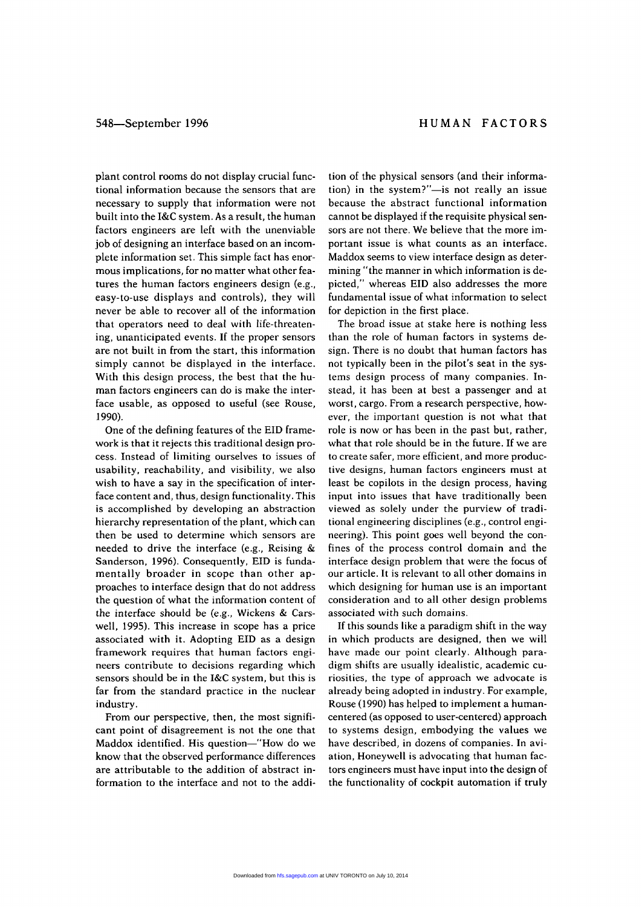plant control rooms do not display crucial functional information because the sensors that are necessary to supply that information were not built into the I&C system. As a result, the human factors engineers are left with the unenviable job of designing an interface based on an incomplete information set. This simple fact has enormous implications, for no matter what other features the human factors engineers design (e.g., easy-to-use displays and controls), they will never be able to recover all of the information that operators need to deal with life-threatening, unanticipated events. If the proper sensors are not built in from the start, this information simply cannot be displayed in the interface. With this design process, the best that the human factors engineers can do is make the interface usable, as opposed to useful (see Rouse, 1990).

One of the defining features of the EID framework is that it rejects this traditional design process. Instead of limiting ourselves to issues of usability, reachability, and visibility, we also wish to have a say in the specification of interface content and, thus, design functionality. This is accomplished by developing an abstraction hierarchy representation of the plant, which can then be used to determine which sensors are needed to drive the interface (e.g., Reising & Sanderson, 1996). Consequently, EID is fundamentally broader in scope than other approaches to interface design that do not address the question of what the information content of the interface should be (e.g., Wickens & Carswell, 1995). This increase in scope has a price associated with it. Adopting EID as a design framework requires that human factors engineers contribute to decisions regarding which sensors should be in the I&C system, but this is far from the standard practice in the nuclear industry.

From our perspective, then, the most significant point of disagreement is not the one that Maddox identified. His question—"How do we know that the observed performance differences are attributable to the addition of abstract information to the interface and not to the addition of the physical sensors (and their information) in the system?"—is not really an issue because the abstract functional information cannot be displayed if the requisite physical sensors are not there. We believe that the more important issue is what counts as an interface. Maddox seems to view interface design as determining "the manner in which information is depicted," whereas EID also addresses the more fundamental issue of what information to select for depiction in the first place.

The broad issue at stake here is nothing less than the role of human factors in systems design. There is no doubt that human factors has not typically been in the pilot's seat in the systems design process of many companies. Instead, it has been at best a passenger and at worst, cargo. From a research perspective, however, the important question is not what that role is now or has been in the past but, rather, what that role should be in the future. If we are to create safer, more efficient, and more productive designs, human factors engineers must at least be copilots in the design process, having input into issues that have traditionally been viewed as solely under the purview of traditional engineering disciplines (e.g., control engineering). This point goes well beyond the confines of the process control domain and the interface design problem that were the focus of our article. It is relevant to all other domains in which designing for human use is an important consideration and to all other design problems associated with such domains.

If this sounds like a paradigm shift in the way in which products are designed, then we will have made our point clearly. Although paradigm shifts are usually idealistic, academic curiosities, the type of approach we advocate is already being adopted in industry. For example, Rouse (1990) has helped to implement a human-centered (as opposed to user-centered) approach to systems design, embodying the values we have described, in dozens of companies. In aviation, Honeywell is advocating that human factors engineers must have input into the design of the functionality of cockpit automation if truly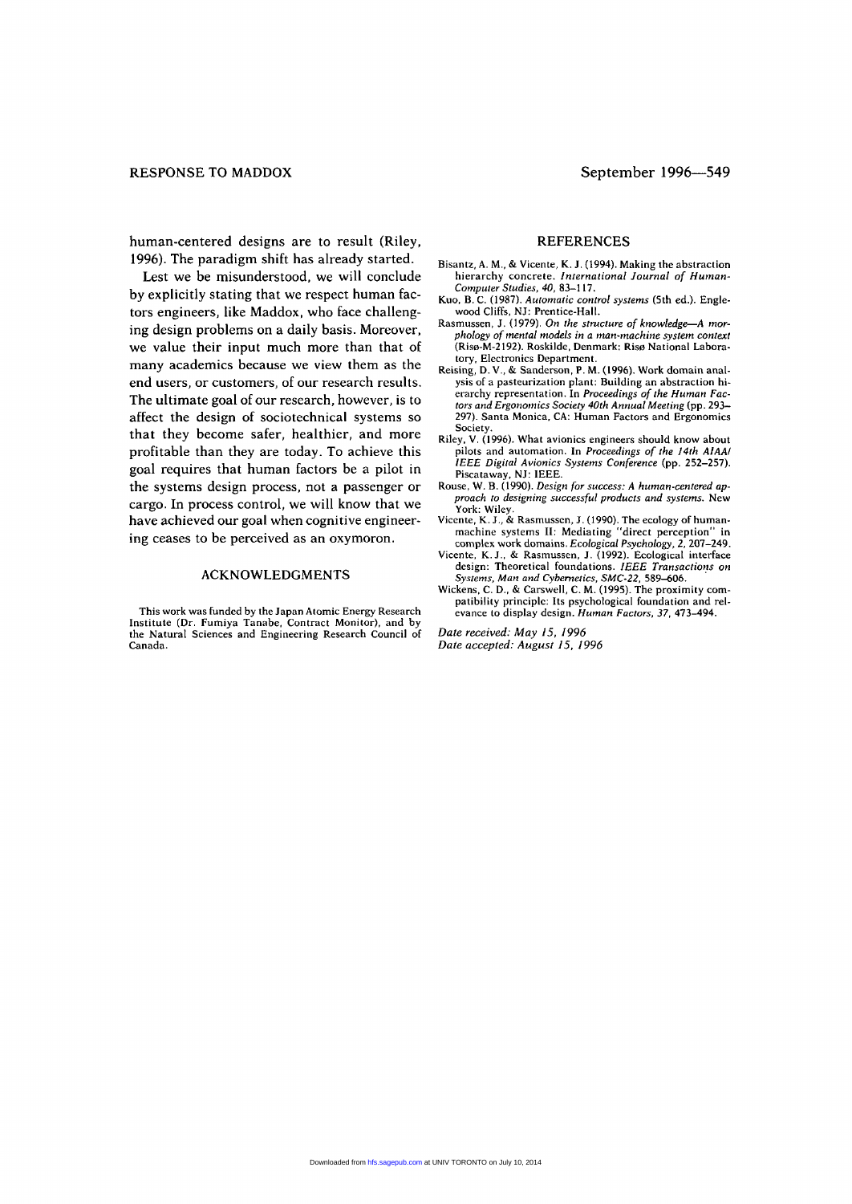human-centered designs are to result (Riley, 1996). The paradigm shift has already started.

Lest we be misunderstood, we will conclude by explicitly stating that we respect human factors engineers, like Maddox, who face challenging design problems on a daily basis. Moreover, we value their input much more than that of many academics because we view them as the end users, or customers, of our research results. The ultimate goal of our research, however, is to affect the design of sociotechnical systems so that they become safer, healthier, and more profitable than they are today. To achieve this goal requires that human factors be a pilot in the systems design process, not a passenger or cargo. In process control, we will know that we have achieved our goal when cognitive engineering ceases to be perceived as an oxymoron.

## ACKNOWLEDGMENTS

This work was funded by the Japan Atomic Energy Research Institute (Dr. Fumiya Tanabe, Contract Monitor), and by the Natural Sciences and Engineering Research Council of Canada.

## REFERENCES

Bisantz, A. M., & Vicente, K. J. (1994). Making the abstraction hierarchy concrete. *International Journal of Human-Computer Studies, 40*, 83–117.

Kuo, B. C. (1987). *Automatic control systems* (5th ed.). Englewood Cliffs, NJ: Prentice-Hall.

Rasmussen, J. (1979). *On the structure of knowledge—A morphology of mental models in a man-machine system context* (Risø-M-2192). Roskilde, Denmark: Risø National Laboratory, Electronics Department.

Reising, D. V., & Sanderson, P. M. (1996). Work domain analysis of a pasteurization plant: Building an abstraction hierarchy representation. In *Proceedings of the Human Factors and Ergonomics Society 40th Annual Meeting* (pp. 293–297). Santa Monica, CA: Human Factors and Ergonomics Society.

Riley, V. (1996). What avionics engineers should know about pilots and automation. In *Proceedings of the 14th AIAA/IEEE Digital Avionics Systems Conference* (pp. 252–257). Piscataway, NJ: IEEE.

Rouse, W. B. (1990). *Design for success: A human-centered approach to designing successful products and systems.* New York: Wiley.

Vicente, K. J., & Rasmussen, J. (1990). The ecology of human-machine systems II: Mediating "direct perception" in complex work domains. *Ecological Psychology, 2*, 207–249.

Vicente, K. J., & Rasmussen, J. (1992). Ecological interface design: Theoretical foundations. *IEEE Transactions on Systems, Man and Cybernetics, SMC-22*, 589–606.

Wickens, C. D., & Carswell, C. M. (1995). The proximity compatibility principle: Its psychological foundation and relevance to display design. *Human Factors, 37*, 473–494.

*Date received: May 15, 1996*
*Date accepted: August 15, 1996*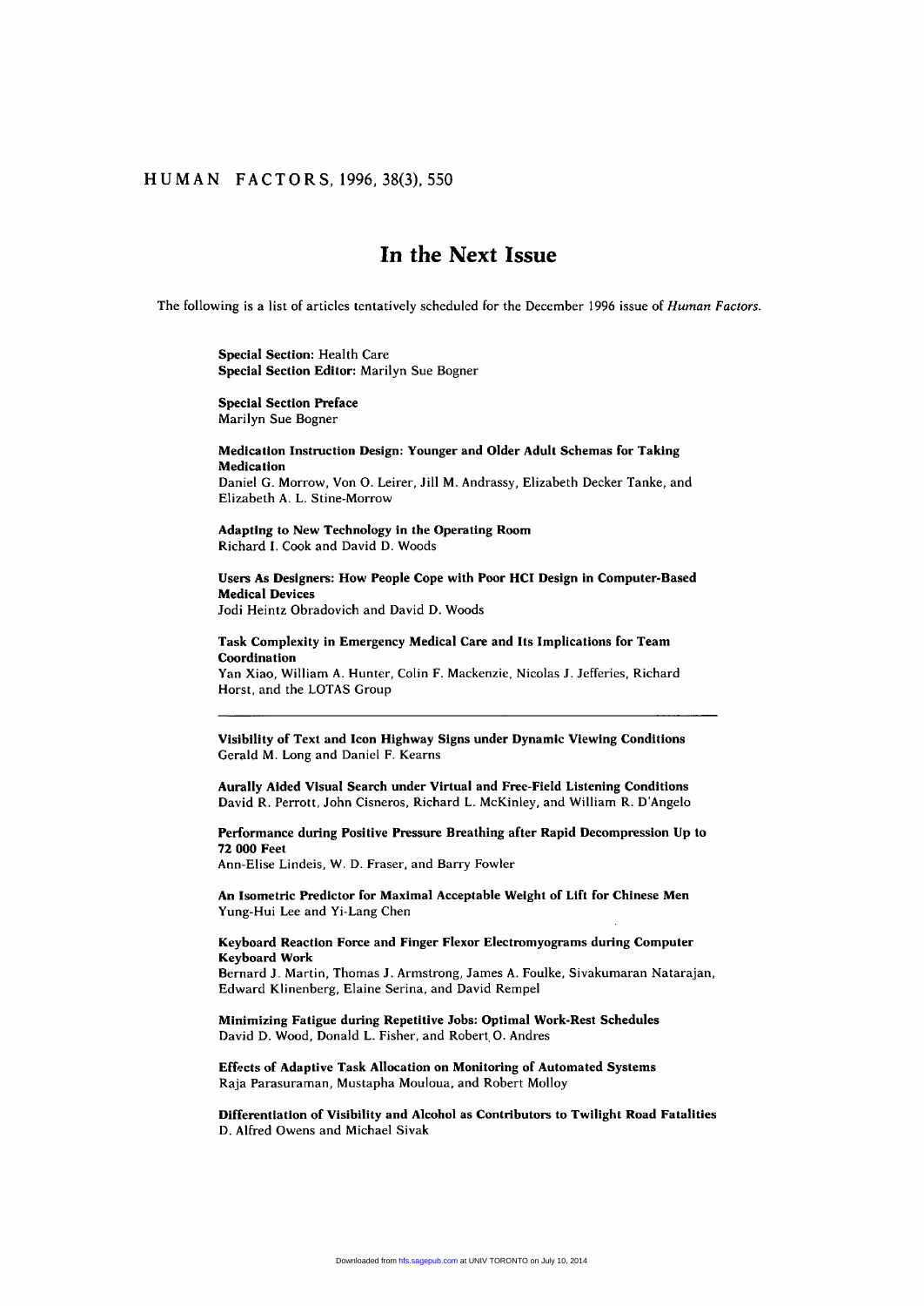# In the Next Issue

The following is a list of articles tentatively scheduled for the December 1996 issue of *Human Factors*.

**Special Section:** Health Care
**Special Section Editor:** Marilyn Sue Bogner

**Special Section Preface**
Marilyn Sue Bogner

**Medication Instruction Design: Younger and Older Adult Schemas for Taking Medication**
Daniel G. Morrow, Von O. Leirer, Jill M. Andrassy, Elizabeth Decker Tanke, and Elizabeth A. L. Stine-Morrow

**Adapting to New Technology in the Operating Room**
Richard I. Cook and David D. Woods

**Users As Designers: How People Cope with Poor HCI Design in Computer-Based Medical Devices**
Jodi Heintz Obradovich and David D. Woods

**Task Complexity in Emergency Medical Care and Its Implications for Team Coordination**
Yan Xiao, William A. Hunter, Colin F. Mackenzie, Nicolas J. Jefferies, Richard Horst, and the LOTAS Group

---

**Visibility of Text and Icon Highway Signs under Dynamic Viewing Conditions**
Gerald M. Long and Daniel F. Kearns

**Aurally Aided Visual Search under Virtual and Free-Field Listening Conditions**
David R. Perrott, John Cisneros, Richard L. McKinley, and William R. D'Angelo

**Performance during Positive Pressure Breathing after Rapid Decompression Up to 72 000 Feet**
Ann-Elise Lindeis, W. D. Fraser, and Barry Fowler

**An Isometric Predictor for Maximal Acceptable Weight of Lift for Chinese Men**
Yung-Hui Lee and Yi-Lang Chen

**Keyboard Reaction Force and Finger Flexor Electromyograms during Computer Keyboard Work**
Bernard J. Martin, Thomas J. Armstrong, James A. Foulke, Sivakumaran Natarajan, Edward Klinenberg, Elaine Serina, and David Rempel

**Minimizing Fatigue during Repetitive Jobs: Optimal Work-Rest Schedules**
David D. Wood, Donald L. Fisher, and Robert O. Andres

**Effects of Adaptive Task Allocation on Monitoring of Automated Systems**
Raja Parasuraman, Mustapha Mouloua, and Robert Molloy

**Differentiation of Visibility and Alcohol as Contributors to Twilight Road Fatalities**
D. Alfred Owens and Michael Sivak